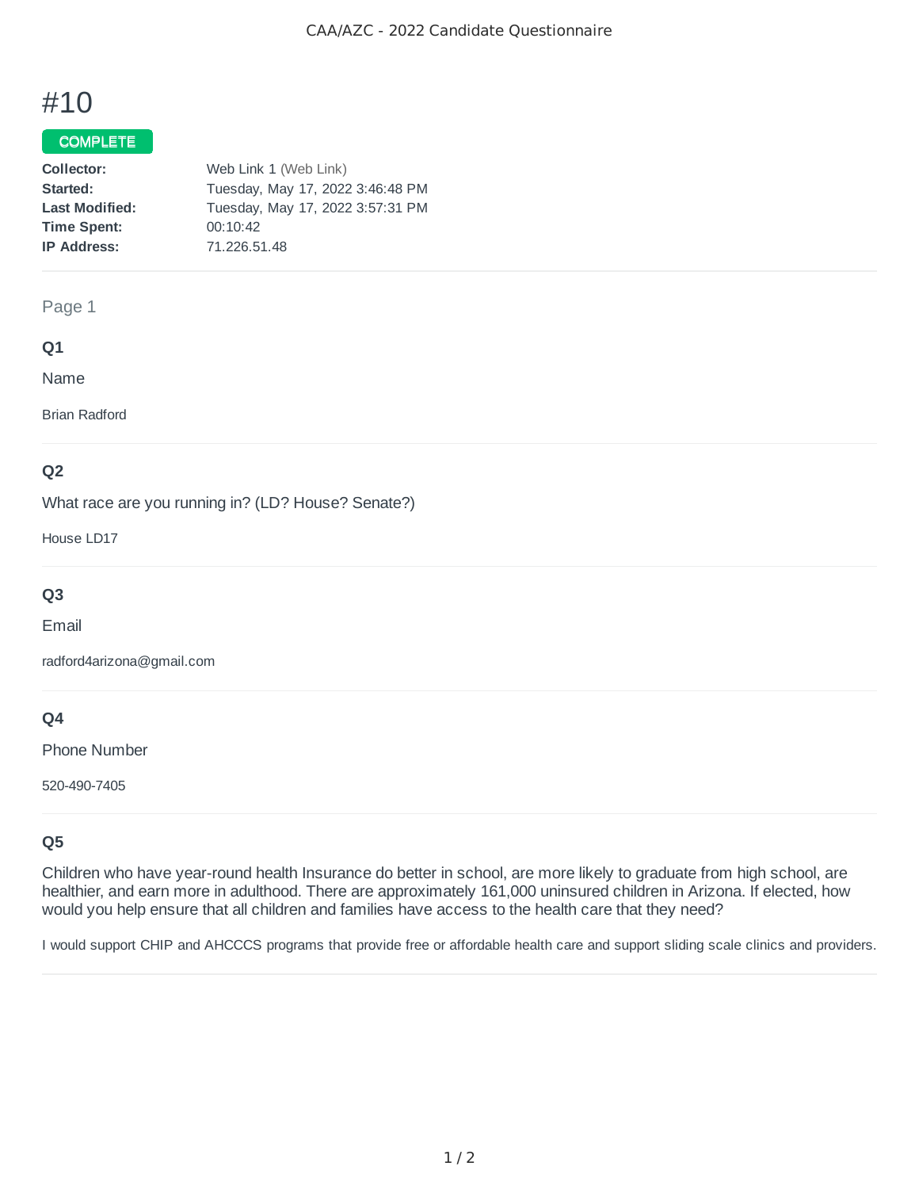CAA/AZC - 2022 Candidate Questionnaire

# #10

COMPLETE

**Collector:** Web Link 1 (Web Link)
**Started:** Tuesday, May 17, 2022 3:46:48 PM
**Last Modified:** Tuesday, May 17, 2022 3:57:31 PM
**Time Spent:** 00:10:42
**IP Address:** 71.226.51.48

---

Page 1

### Q1

Name

Brian Radford

---

### Q2

What race are you running in? (LD? House? Senate?)

House LD17

---

### Q3

Email

radford4arizona@gmail.com

---

### Q4

Phone Number

520-490-7405

---

### Q5

Children who have year-round health Insurance do better in school, are more likely to graduate from high school, are healthier, and earn more in adulthood. There are approximately 161,000 uninsured children in Arizona. If elected, how would you help ensure that all children and families have access to the health care that they need?

I would support CHIP and AHCCCS programs that provide free or affordable health care and support sliding scale clinics and providers.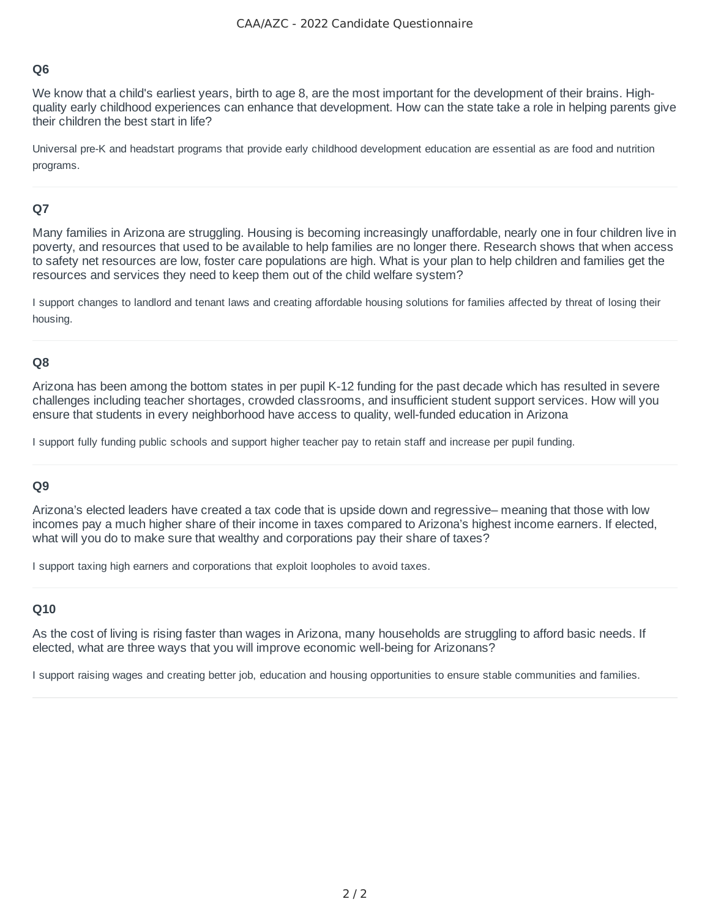### Q6

We know that a child's earliest years, birth to age 8, are the most important for the development of their brains. High-quality early childhood experiences can enhance that development. How can the state take a role in helping parents give their children the best start in life?

Universal pre-K and headstart programs that provide early childhood development education are essential as are food and nutrition programs.

---

### Q7

Many families in Arizona are struggling. Housing is becoming increasingly unaffordable, nearly one in four children live in poverty, and resources that used to be available to help families are no longer there. Research shows that when access to safety net resources are low, foster care populations are high. What is your plan to help children and families get the resources and services they need to keep them out of the child welfare system?

I support changes to landlord and tenant laws and creating affordable housing solutions for families affected by threat of losing their housing.

---

### Q8

Arizona has been among the bottom states in per pupil K-12 funding for the past decade which has resulted in severe challenges including teacher shortages, crowded classrooms, and insufficient student support services. How will you ensure that students in every neighborhood have access to quality, well-funded education in Arizona

I support fully funding public schools and support higher teacher pay to retain staff and increase per pupil funding.

---

### Q9

Arizona's elected leaders have created a tax code that is upside down and regressive– meaning that those with low incomes pay a much higher share of their income in taxes compared to Arizona's highest income earners. If elected, what will you do to make sure that wealthy and corporations pay their share of taxes?

I support taxing high earners and corporations that exploit loopholes to avoid taxes.

---

### Q10

As the cost of living is rising faster than wages in Arizona, many households are struggling to afford basic needs. If elected, what are three ways that you will improve economic well-being for Arizonans?

I support raising wages and creating better job, education and housing opportunities to ensure stable communities and families.

---